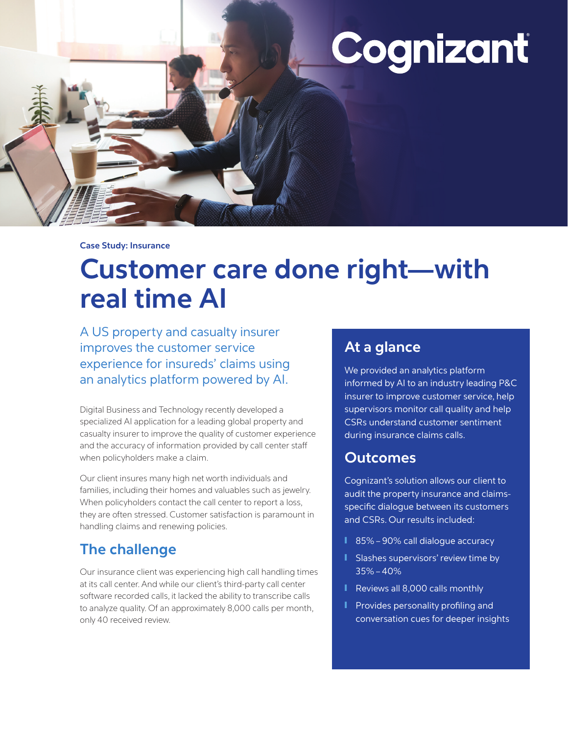Cognizant

Case Study: Insurance

# Customer care done right—with real time AI

A US property and casualty insurer improves the customer service experience for insureds' claims using an analytics platform powered by AI.

Digital Business and Technology recently developed a specialized AI application for a leading global property and casualty insurer to improve the quality of customer experience and the accuracy of information provided by call center staff when policyholders make a claim.

Our client insures many high net worth individuals and families, including their homes and valuables such as jewelry. When policyholders contact the call center to report a loss, they are often stressed. Customer satisfaction is paramount in handling claims and renewing policies.

## The challenge

Our insurance client was experiencing high call handling times at its call center. And while our client's third-party call center software recorded calls, it lacked the ability to transcribe calls to analyze quality. Of an approximately 8,000 calls per month, only 40 received review.

## At a glance

We provided an analytics platform informed by AI to an industry leading P&C insurer to improve customer service, help supervisors monitor call quality and help CSRs understand customer sentiment during insurance claims calls.

## Outcomes

Cognizant's solution allows our client to audit the property insurance and claims-specific dialogue between its customers and CSRs. Our results included:

- 85% – 90% call dialogue accuracy
- Slashes supervisors' review time by 35% – 40%
- Reviews all 8,000 calls monthly
- Provides personality profiling and conversation cues for deeper insights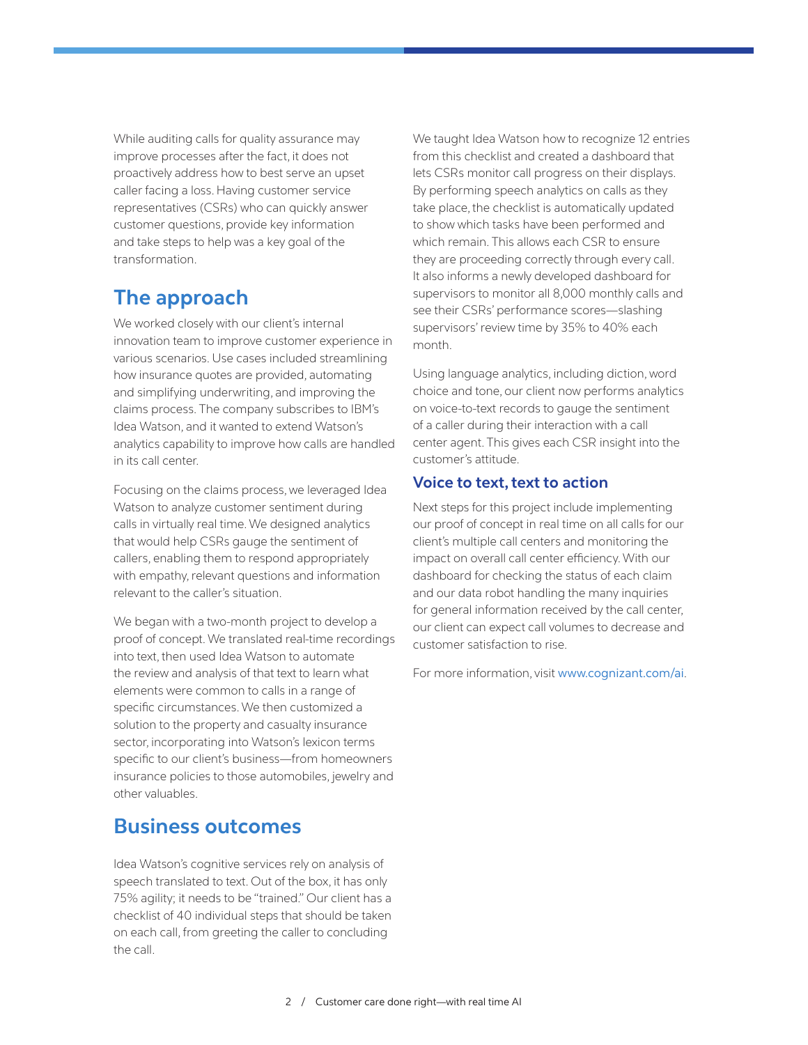While auditing calls for quality assurance may improve processes after the fact, it does not proactively address how to best serve an upset caller facing a loss. Having customer service representatives (CSRs) who can quickly answer customer questions, provide key information and take steps to help was a key goal of the transformation.

## The approach

We worked closely with our client's internal innovation team to improve customer experience in various scenarios. Use cases included streamlining how insurance quotes are provided, automating and simplifying underwriting, and improving the claims process. The company subscribes to IBM's Idea Watson, and it wanted to extend Watson's analytics capability to improve how calls are handled in its call center.

Focusing on the claims process, we leveraged Idea Watson to analyze customer sentiment during calls in virtually real time. We designed analytics that would help CSRs gauge the sentiment of callers, enabling them to respond appropriately with empathy, relevant questions and information relevant to the caller's situation.

We began with a two-month project to develop a proof of concept. We translated real-time recordings into text, then used Idea Watson to automate the review and analysis of that text to learn what elements were common to calls in a range of specific circumstances. We then customized a solution to the property and casualty insurance sector, incorporating into Watson's lexicon terms specific to our client's business—from homeowners insurance policies to those automobiles, jewelry and other valuables.

## Business outcomes

Idea Watson's cognitive services rely on analysis of speech translated to text. Out of the box, it has only 75% agility; it needs to be "trained." Our client has a checklist of 40 individual steps that should be taken on each call, from greeting the caller to concluding the call.

We taught Idea Watson how to recognize 12 entries from this checklist and created a dashboard that lets CSRs monitor call progress on their displays. By performing speech analytics on calls as they take place, the checklist is automatically updated to show which tasks have been performed and which remain. This allows each CSR to ensure they are proceeding correctly through every call. It also informs a newly developed dashboard for supervisors to monitor all 8,000 monthly calls and see their CSRs' performance scores—slashing supervisors' review time by 35% to 40% each month.

Using language analytics, including diction, word choice and tone, our client now performs analytics on voice-to-text records to gauge the sentiment of a caller during their interaction with a call center agent. This gives each CSR insight into the customer's attitude.

### Voice to text, text to action

Next steps for this project include implementing our proof of concept in real time on all calls for our client's multiple call centers and monitoring the impact on overall call center efficiency. With our dashboard for checking the status of each claim and our data robot handling the many inquiries for general information received by the call center, our client can expect call volumes to decrease and customer satisfaction to rise.

For more information, visit www.cognizant.com/ai.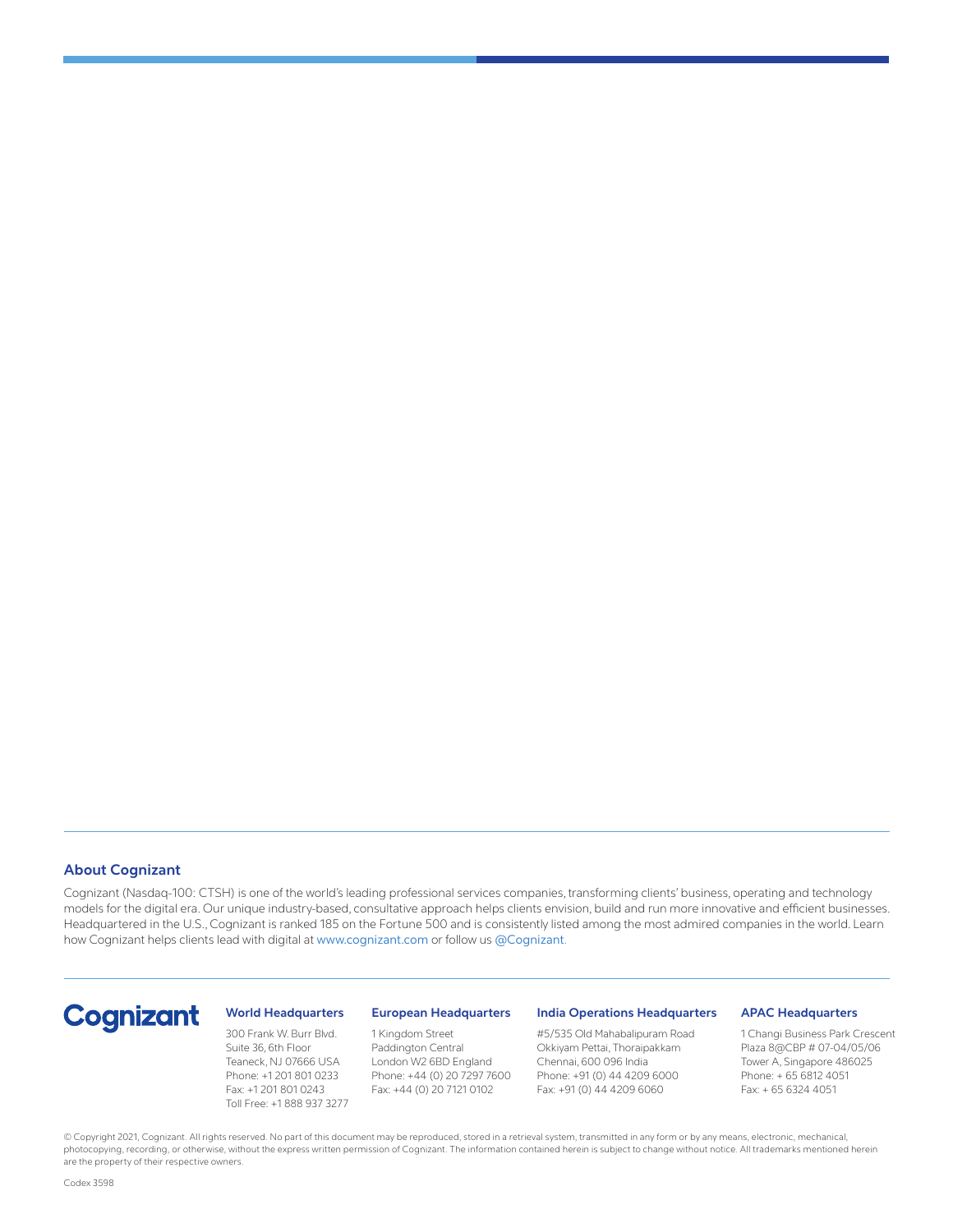## About Cognizant

Cognizant (Nasdaq-100: CTSH) is one of the world's leading professional services companies, transforming clients' business, operating and technology models for the digital era. Our unique industry-based, consultative approach helps clients envision, build and run more innovative and efficient businesses. Headquartered in the U.S., Cognizant is ranked 185 on the Fortune 500 and is consistently listed among the most admired companies in the world. Learn how Cognizant helps clients lead with digital at www.cognizant.com or follow us @Cognizant.

**Cognizant**

**World Headquarters**

300 Frank W. Burr Blvd.
Suite 36, 6th Floor
Teaneck, NJ 07666 USA
Phone: +1 201 801 0233
Fax: +1 201 801 0243
Toll Free: +1 888 937 3277

**European Headquarters**

1 Kingdom Street
Paddington Central
London W2 6BD England
Phone: +44 (0) 20 7297 7600
Fax: +44 (0) 20 7121 0102

**India Operations Headquarters**

#5/535 Old Mahabalipuram Road
Okkiyam Pettai, Thoraipakkam
Chennai, 600 096 India
Phone: +91 (0) 44 4209 6000
Fax: +91 (0) 44 4209 6060

**APAC Headquarters**

1 Changi Business Park Crescent
Plaza 8@CBP # 07-04/05/06
Tower A, Singapore 486025
Phone: + 65 6812 4051
Fax: + 65 6324 4051

© Copyright 2021, Cognizant. All rights reserved. No part of this document may be reproduced, stored in a retrieval system, transmitted in any form or by any means, electronic, mechanical, photocopying, recording, or otherwise, without the express written permission of Cognizant. The information contained herein is subject to change without notice. All trademarks mentioned herein are the property of their respective owners.

Codex 3598